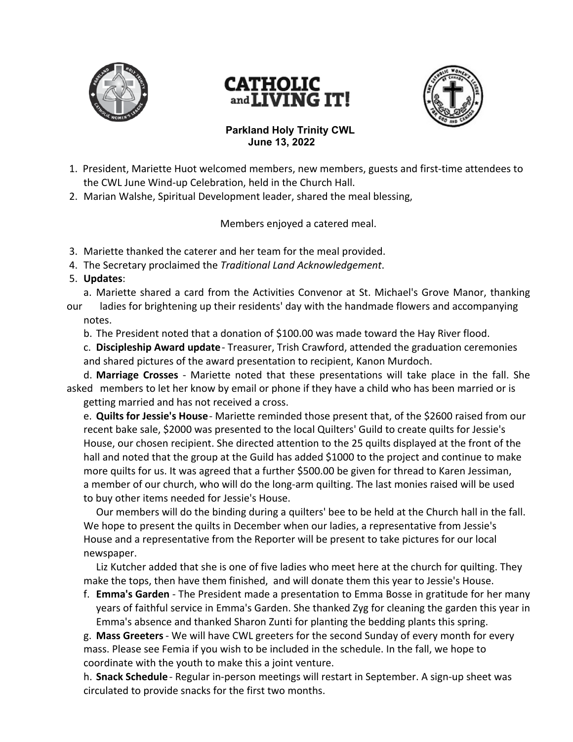**CATHOLIC and LIVING IT!**

**Parkland Holy Trinity CWL**
**June 13, 2022**

1. President, Mariette Huot welcomed members, new members, guests and first-time attendees to the CWL June Wind-up Celebration, held in the Church Hall.
2. Marian Walshe, Spiritual Development leader, shared the meal blessing,

   Members enjoyed a catered meal.

3. Mariette thanked the caterer and her team for the meal provided.
4. The Secretary proclaimed the *Traditional Land Acknowledgement*.
5. **Updates**:

   a. Mariette shared a card from the Activities Convenor at St. Michael's Grove Manor, thanking our ladies for brightening up their residents' day with the handmade flowers and accompanying notes.

   b. The President noted that a donation of $100.00 was made toward the Hay River flood.

   c. **Discipleship Award update** - Treasurer, Trish Crawford, attended the graduation ceremonies and shared pictures of the award presentation to recipient, Kanon Murdoch.

   d. **Marriage Crosses** - Mariette noted that these presentations will take place in the fall. She asked members to let her know by email or phone if they have a child who has been married or is getting married and has not received a cross.

   e. **Quilts for Jessie's House** - Mariette reminded those present that, of the $2600 raised from our recent bake sale, $2000 was presented to the local Quilters' Guild to create quilts for Jessie's House, our chosen recipient. She directed attention to the 25 quilts displayed at the front of the hall and noted that the group at the Guild has added $1000 to the project and continue to make more quilts for us. It was agreed that a further $500.00 be given for thread to Karen Jessiman, a member of our church, who will do the long-arm quilting. The last monies raised will be used to buy other items needed for Jessie's House.

   Our members will do the binding during a quilters' bee to be held at the Church hall in the fall. We hope to present the quilts in December when our ladies, a representative from Jessie's House and a representative from the Reporter will be present to take pictures for our local newspaper.

   Liz Kutcher added that she is one of five ladies who meet here at the church for quilting. They make the tops, then have them finished, and will donate them this year to Jessie's House.

   f. **Emma's Garden** - The President made a presentation to Emma Bosse in gratitude for her many years of faithful service in Emma's Garden. She thanked Zyg for cleaning the garden this year in Emma's absence and thanked Sharon Zunti for planting the bedding plants this spring.

   g. **Mass Greeters** - We will have CWL greeters for the second Sunday of every month for every mass. Please see Femia if you wish to be included in the schedule. In the fall, we hope to coordinate with the youth to make this a joint venture.

   h. **Snack Schedule** - Regular in-person meetings will restart in September. A sign-up sheet was circulated to provide snacks for the first two months.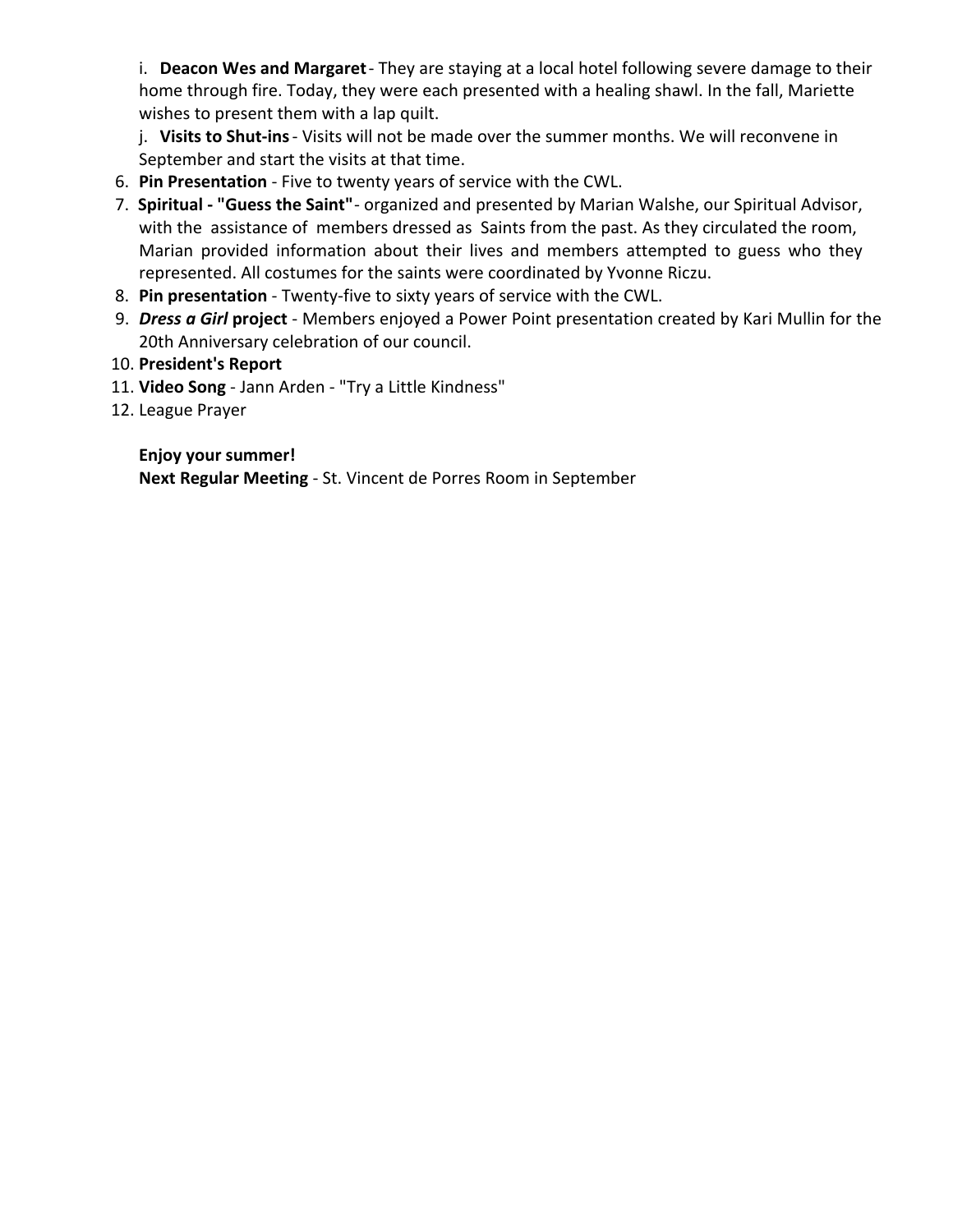i. **Deacon Wes and Margaret** - They are staying at a local hotel following severe damage to their home through fire. Today, they were each presented with a healing shawl. In the fall, Mariette wishes to present them with a lap quilt.

j. **Visits to Shut-ins** - Visits will not be made over the summer months. We will reconvene in September and start the visits at that time.

6. **Pin Presentation** - Five to twenty years of service with the CWL.
7. **Spiritual - "Guess the Saint"** - organized and presented by Marian Walshe, our Spiritual Advisor, with the assistance of members dressed as Saints from the past. As they circulated the room, Marian provided information about their lives and members attempted to guess who they represented. All costumes for the saints were coordinated by Yvonne Riczu.
8. **Pin presentation** - Twenty-five to sixty years of service with the CWL.
9. ***Dress a Girl* project** - Members enjoyed a Power Point presentation created by Kari Mullin for the 20th Anniversary celebration of our council.
10. **President's Report**
11. **Video Song** - Jann Arden - "Try a Little Kindness"
12. League Prayer

**Enjoy your summer!**

**Next Regular Meeting** - St. Vincent de Porres Room in September